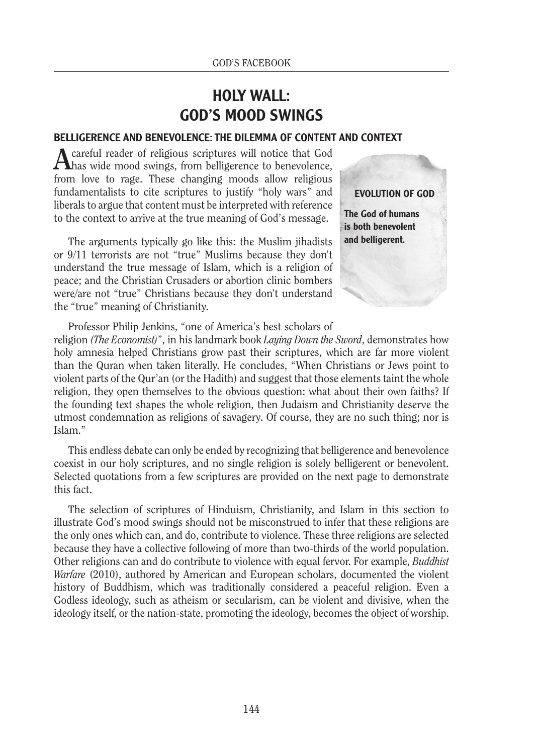# HOLY WALL: GOD'S MOOD SWINGS

## BELLIGERENCE AND BENEVOLENCE: THE DILEMMA OF CONTENT AND CONTEXT

A careful reader of religious scriptures will notice that God has wide mood swings, from belligerence to benevolence, from love to rage. These changing moods allow religious fundamentalists to cite scriptures to justify "holy wars" and liberals to argue that content must be interpreted with reference to the context to arrive at the true meaning of God's message.

**EVOLUTION OF GOD**

**The God of humans is both benevolent and belligerent.**

The arguments typically go like this: the Muslim jihadists or 9/11 terrorists are not "true" Muslims because they don't understand the true message of Islam, which is a religion of peace; and the Christian Crusaders or abortion clinic bombers were/are not "true" Christians because they don't understand the "true" meaning of Christianity.

Professor Philip Jenkins, "one of America's best scholars of religion *(The Economist)*", in his landmark book *Laying Down the Sword*, demonstrates how holy amnesia helped Christians grow past their scriptures, which are far more violent than the Quran when taken literally. He concludes, "When Christians or Jews point to violent parts of the Qur'an (or the Hadith) and suggest that those elements taint the whole religion, they open themselves to the obvious question: what about their own faiths? If the founding text shapes the whole religion, then Judaism and Christianity deserve the utmost condemnation as religions of savagery. Of course, they are no such thing; nor is Islam."

This endless debate can only be ended by recognizing that belligerence and benevolence coexist in our holy scriptures, and no single religion is solely belligerent or benevolent. Selected quotations from a few scriptures are provided on the next page to demonstrate this fact.

The selection of scriptures of Hinduism, Christianity, and Islam in this section to illustrate God's mood swings should not be misconstrued to infer that these religions are the only ones which can, and do, contribute to violence. These three religions are selected because they have a collective following of more than two-thirds of the world population. Other religions can and do contribute to violence with equal fervor. For example, *Buddhist Warfare* (2010), authored by American and European scholars, documented the violent history of Buddhism, which was traditionally considered a peaceful religion. Even a Godless ideology, such as atheism or secularism, can be violent and divisive, when the ideology itself, or the nation-state, promoting the ideology, becomes the object of worship.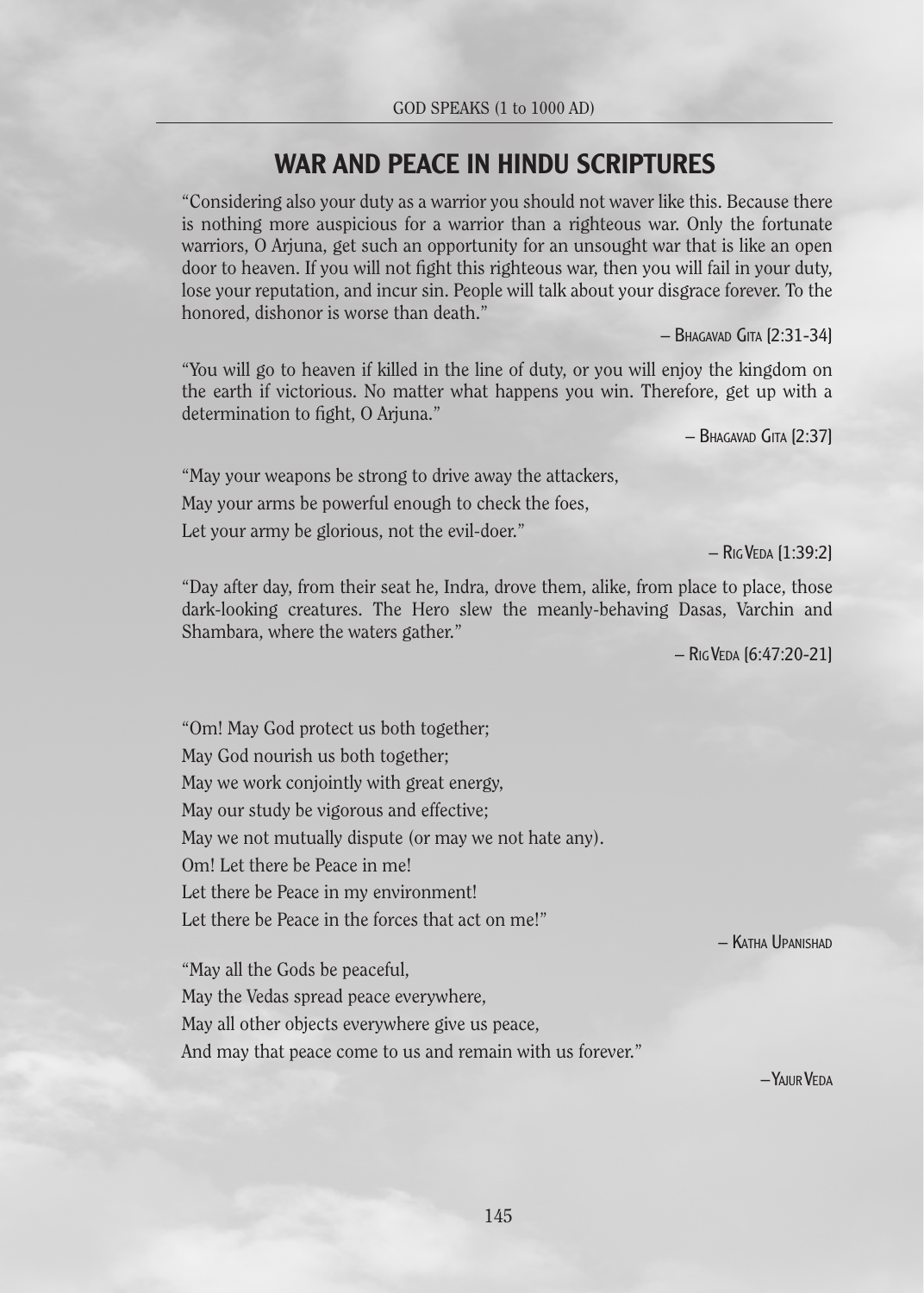# WAR AND PEACE IN HINDU SCRIPTURES

"Considering also your duty as a warrior you should not waver like this. Because there is nothing more auspicious for a warrior than a righteous war. Only the fortunate warriors, O Arjuna, get such an opportunity for an unsought war that is like an open door to heaven. If you will not fight this righteous war, then you will fail in your duty, lose your reputation, and incur sin. People will talk about your disgrace forever. To the honored, dishonor is worse than death."

– Bhagavad Gita [2:31-34]

"You will go to heaven if killed in the line of duty, or you will enjoy the kingdom on the earth if victorious. No matter what happens you win. Therefore, get up with a determination to fight, O Arjuna."

– Bhagavad Gita [2:37]

"May your weapons be strong to drive away the attackers,
May your arms be powerful enough to check the foes,
Let your army be glorious, not the evil-doer."

– Rig Veda [1:39:2]

"Day after day, from their seat he, Indra, drove them, alike, from place to place, those dark-looking creatures. The Hero slew the meanly-behaving Dasas, Varchin and Shambara, where the waters gather."

– Rig Veda [6:47:20-21]

"Om! May God protect us both together;
May God nourish us both together;
May we work conjointly with great energy,
May our study be vigorous and effective;
May we not mutually dispute (or may we not hate any).
Om! Let there be Peace in me!
Let there be Peace in my environment!
Let there be Peace in the forces that act on me!"

– Katha Upanishad

"May all the Gods be peaceful,
May the Vedas spread peace everywhere,
May all other objects everywhere give us peace,
And may that peace come to us and remain with us forever."

– Yajur Veda